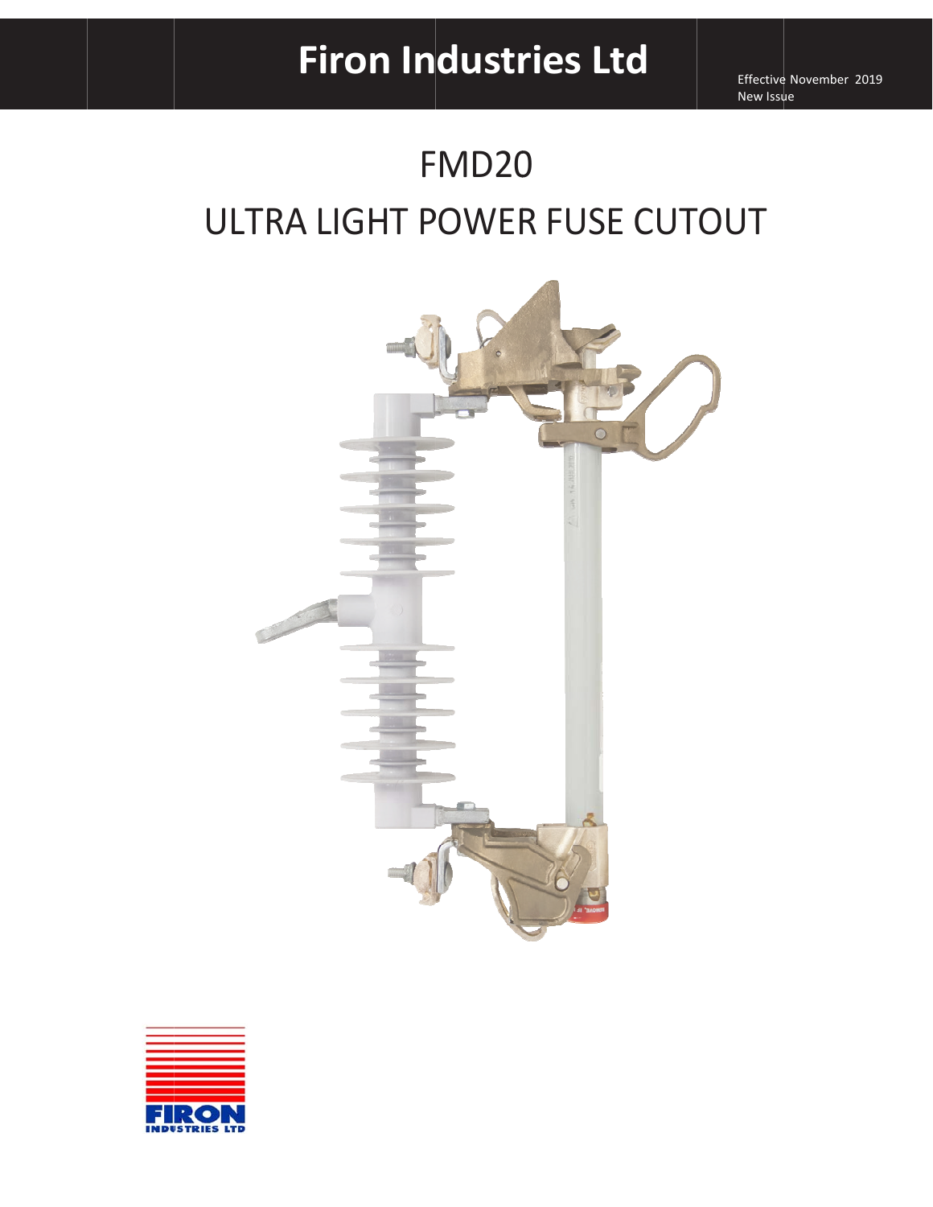# Firon Industries Ltd

Effective November 2019
New Issue

# FMD20
# ULTRA LIGHT POWER FUSE CUTOUT

FIRON
INDUSTRIES LTD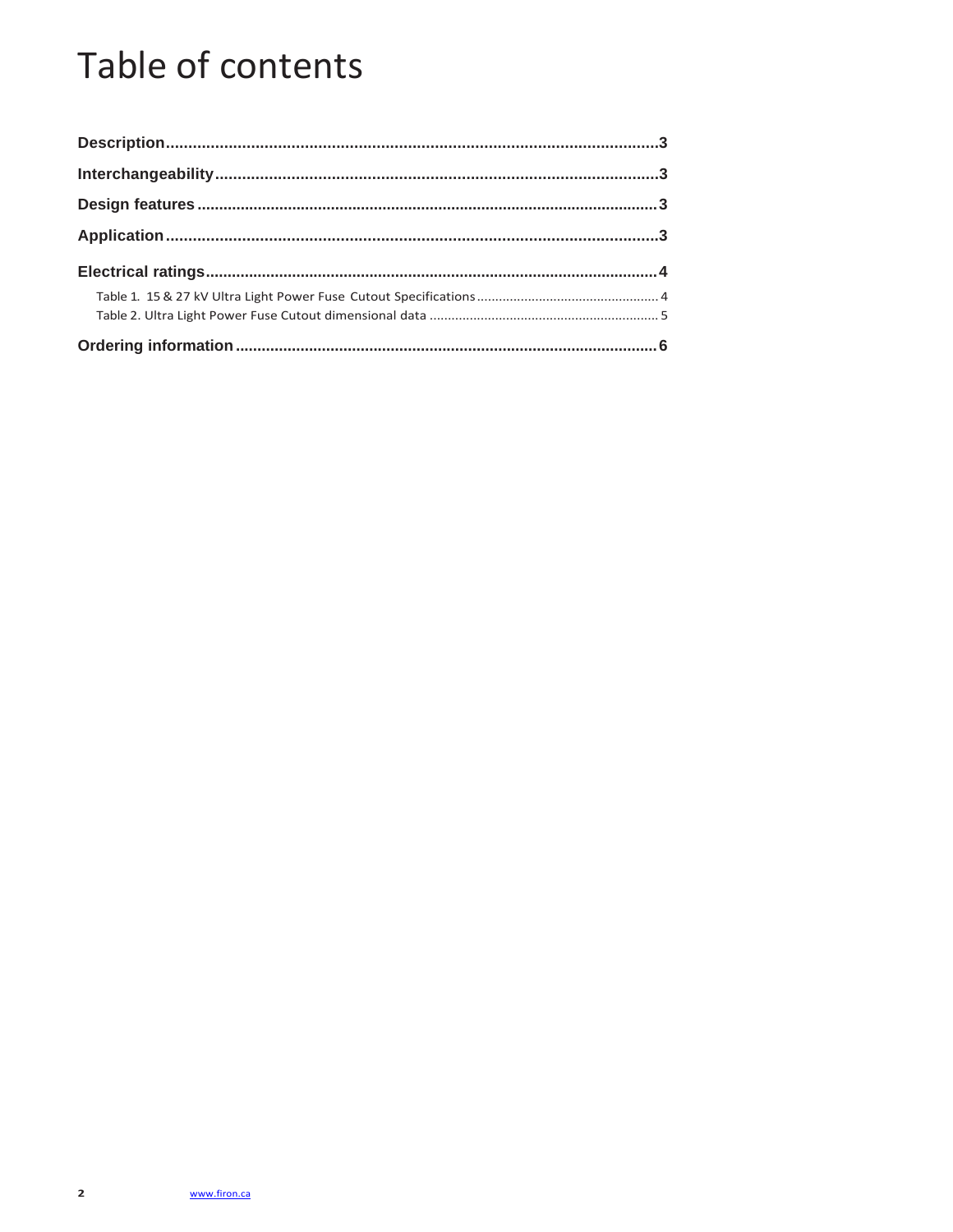# Table of contents

**Description** ...... 3

**Interchangeability** ...... 3

**Design features** ...... 3

**Application** ...... 3

**Electrical ratings** ...... 4

Table 1. 15 & 27 kV Ultra Light Power Fuse Cutout Specifications ...... 4

Table 2. Ultra Light Power Fuse Cutout dimensional data ...... 5

**Ordering information** ...... 6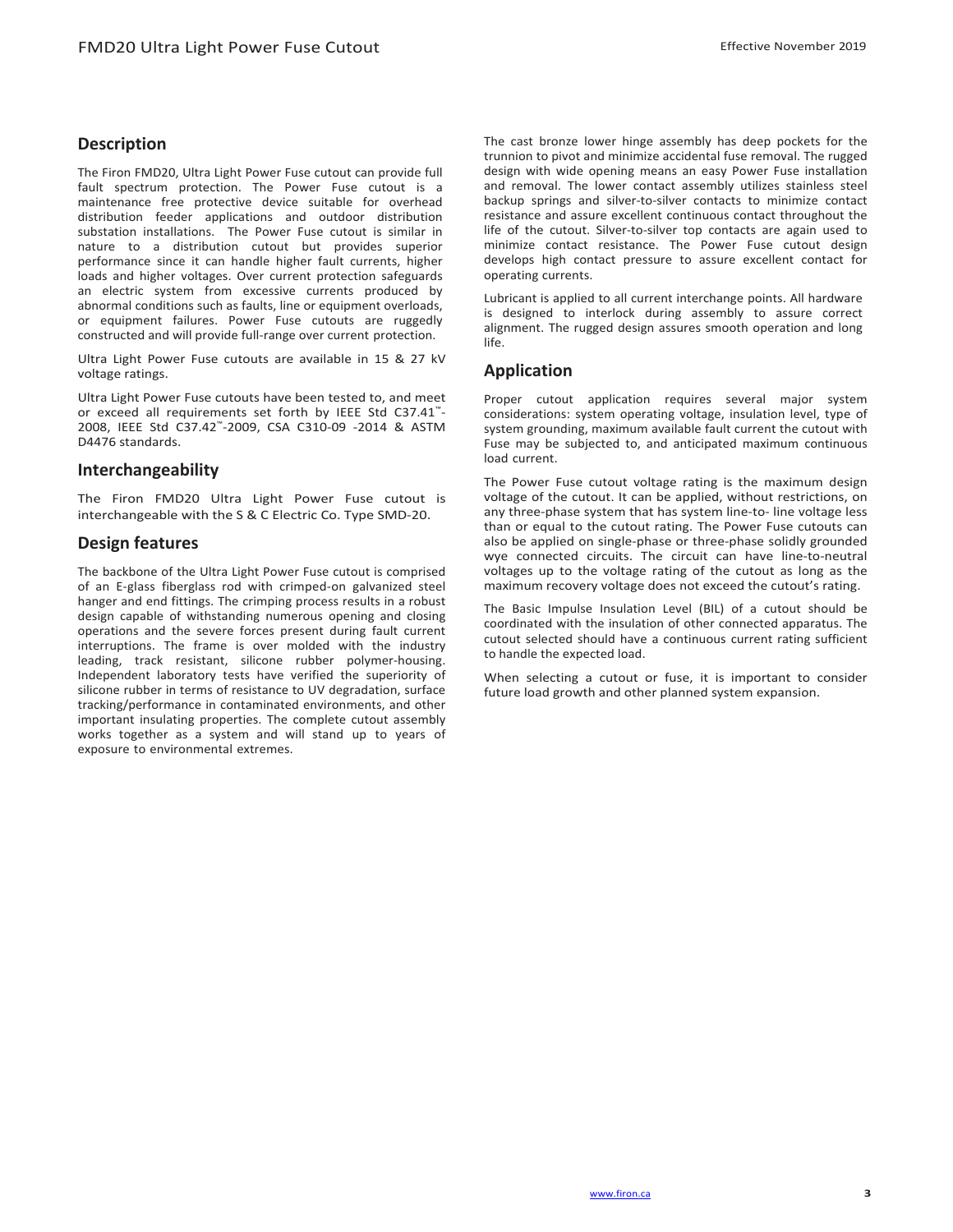## Description

The Firon FMD20, Ultra Light Power Fuse cutout can provide full fault spectrum protection. The Power Fuse cutout is a maintenance free protective device suitable for overhead distribution feeder applications and outdoor distribution substation installations. The Power Fuse cutout is similar in nature to a distribution cutout but provides superior performance since it can handle higher fault currents, higher loads and higher voltages. Over current protection safeguards an electric system from excessive currents produced by abnormal conditions such as faults, line or equipment overloads, or equipment failures. Power Fuse cutouts are ruggedly constructed and will provide full-range over current protection.

Ultra Light Power Fuse cutouts are available in 15 & 27 kV voltage ratings.

Ultra Light Power Fuse cutouts have been tested to, and meet or exceed all requirements set forth by IEEE Std C37.41™-2008, IEEE Std C37.42™-2009, CSA C310-09 -2014 & ASTM D4476 standards.

## Interchangeability

The Firon FMD20 Ultra Light Power Fuse cutout is interchangeable with the S & C Electric Co. Type SMD-20.

## Design features

The backbone of the Ultra Light Power Fuse cutout is comprised of an E-glass fiberglass rod with crimped-on galvanized steel hanger and end fittings. The crimping process results in a robust design capable of withstanding numerous opening and closing operations and the severe forces present during fault current interruptions. The frame is over molded with the industry leading, track resistant, silicone rubber polymer-housing. Independent laboratory tests have verified the superiority of silicone rubber in terms of resistance to UV degradation, surface tracking/performance in contaminated environments, and other important insulating properties. The complete cutout assembly works together as a system and will stand up to years of exposure to environmental extremes.

The cast bronze lower hinge assembly has deep pockets for the trunnion to pivot and minimize accidental fuse removal. The rugged design with wide opening means an easy Power Fuse installation and removal. The lower contact assembly utilizes stainless steel backup springs and silver-to-silver contacts to minimize contact resistance and assure excellent continuous contact throughout the life of the cutout. Silver-to-silver top contacts are again used to minimize contact resistance. The Power Fuse cutout design develops high contact pressure to assure excellent contact for operating currents.

Lubricant is applied to all current interchange points. All hardware is designed to interlock during assembly to assure correct alignment. The rugged design assures smooth operation and long life.

## Application

Proper cutout application requires several major system considerations: system operating voltage, insulation level, type of system grounding, maximum available fault current the cutout with Fuse may be subjected to, and anticipated maximum continuous load current.

The Power Fuse cutout voltage rating is the maximum design voltage of the cutout. It can be applied, without restrictions, on any three-phase system that has system line-to- line voltage less than or equal to the cutout rating. The Power Fuse cutouts can also be applied on single-phase or three-phase solidly grounded wye connected circuits. The circuit can have line-to-neutral voltages up to the voltage rating of the cutout as long as the maximum recovery voltage does not exceed the cutout's rating.

The Basic Impulse Insulation Level (BIL) of a cutout should be coordinated with the insulation of other connected apparatus. The cutout selected should have a continuous current rating sufficient to handle the expected load.

When selecting a cutout or fuse, it is important to consider future load growth and other planned system expansion.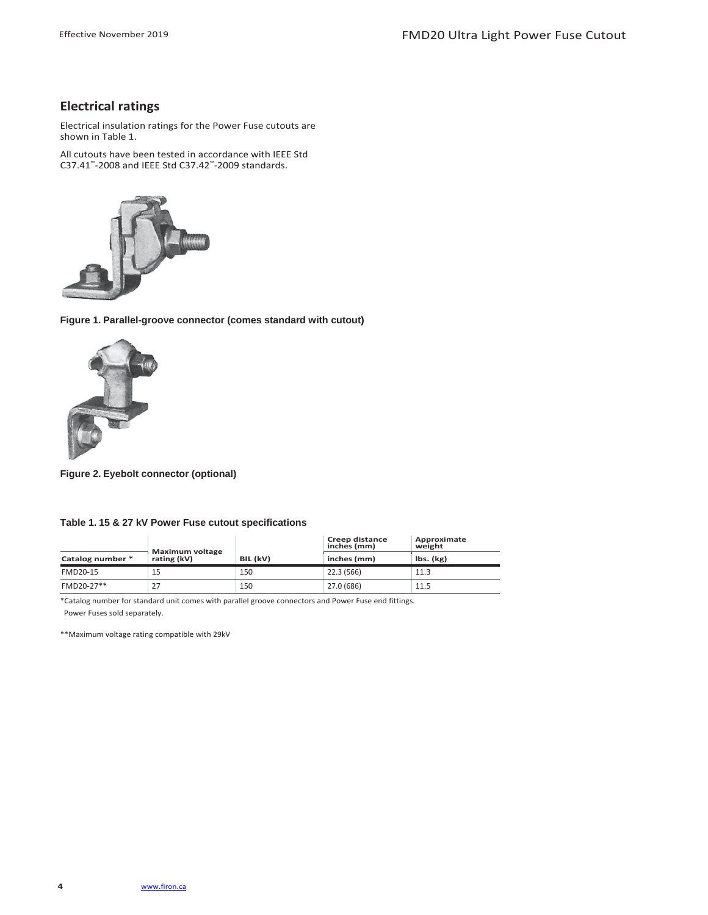## Electrical ratings

Electrical insulation ratings for the Power Fuse cutouts are shown in Table 1.

All cutouts have been tested in accordance with IEEE Std C37.41™-2008 and IEEE Std C37.42™-2009 standards.

**Figure 1. Parallel-groove connector (comes standard with cutout)**

**Figure 2. Eyebolt connector (optional)**

**Table 1. 15 & 27 kV Power Fuse cutout specifications**

| Catalog number * | Maximum voltage rating (kV) | BIL (kV) | Creep distance inches (mm) | Approximate weight lbs. (kg) |
|---|---|---|---|---|
| FMD20-15 | 15 | 150 | 22.3 (566) | 11.3 |
| FMD20-27** | 27 | 150 | 27.0 (686) | 11.5 |

*Catalog number for standard unit comes with parallel groove connectors and Power Fuse end fittings. Power Fuses sold separately.

**Maximum voltage rating compatible with 29kV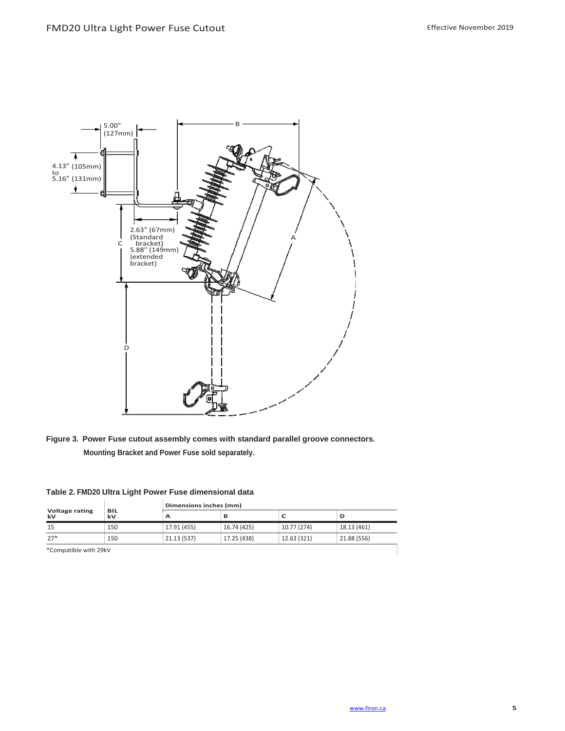Figure 3. Power Fuse cutout assembly comes with standard parallel groove connectors. Mounting Bracket and Power Fuse sold separately.

**Table 2. FMD20 Ultra Light Power Fuse dimensional data**

| Voltage rating kV | BIL kV | Dimensions inches (mm) | | | |
|---|---|---|---|---|---|
| | | A | B | C | D |
| 15 | 150 | 17.91 (455) | 16.74 (425) | 10.77 (274) | 18.13 (461) |
| 27* | 150 | 21.13 (537) | 17.25 (438) | 12.63 (321) | 21.88 (556) |

*Compatible with 29kV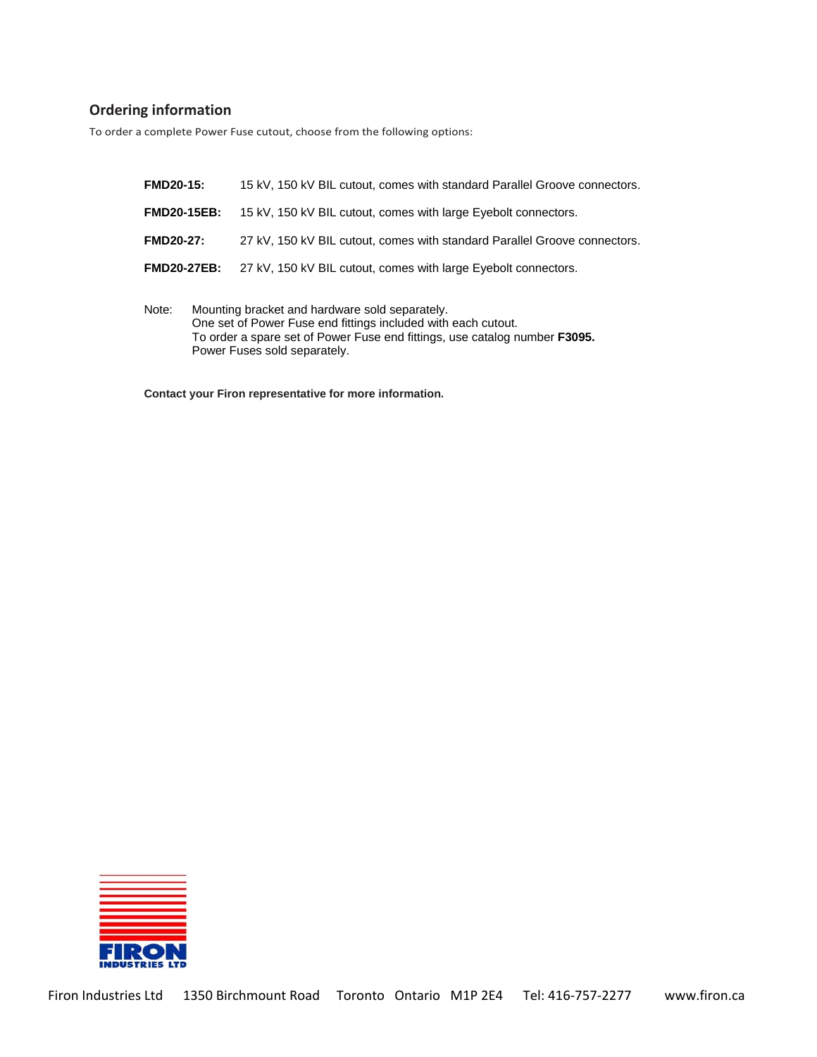## Ordering information

To order a complete Power Fuse cutout, choose from the following options:

**FMD20-15:** 15 kV, 150 kV BIL cutout, comes with standard Parallel Groove connectors.

**FMD20-15EB:** 15 kV, 150 kV BIL cutout, comes with large Eyebolt connectors.

**FMD20-27:** 27 kV, 150 kV BIL cutout, comes with standard Parallel Groove connectors.

**FMD20-27EB:** 27 kV, 150 kV BIL cutout, comes with large Eyebolt connectors.

Note: Mounting bracket and hardware sold separately.
One set of Power Fuse end fittings included with each cutout.
To order a spare set of Power Fuse end fittings, use catalog number **F3095.**
Power Fuses sold separately.

**Contact your Firon representative for more information.**

FIRON INDUSTRIES LTD

Firon Industries Ltd 1350 Birchmount Road Toronto Ontario M1P 2E4 Tel: 416-757-2277 www.firon.ca